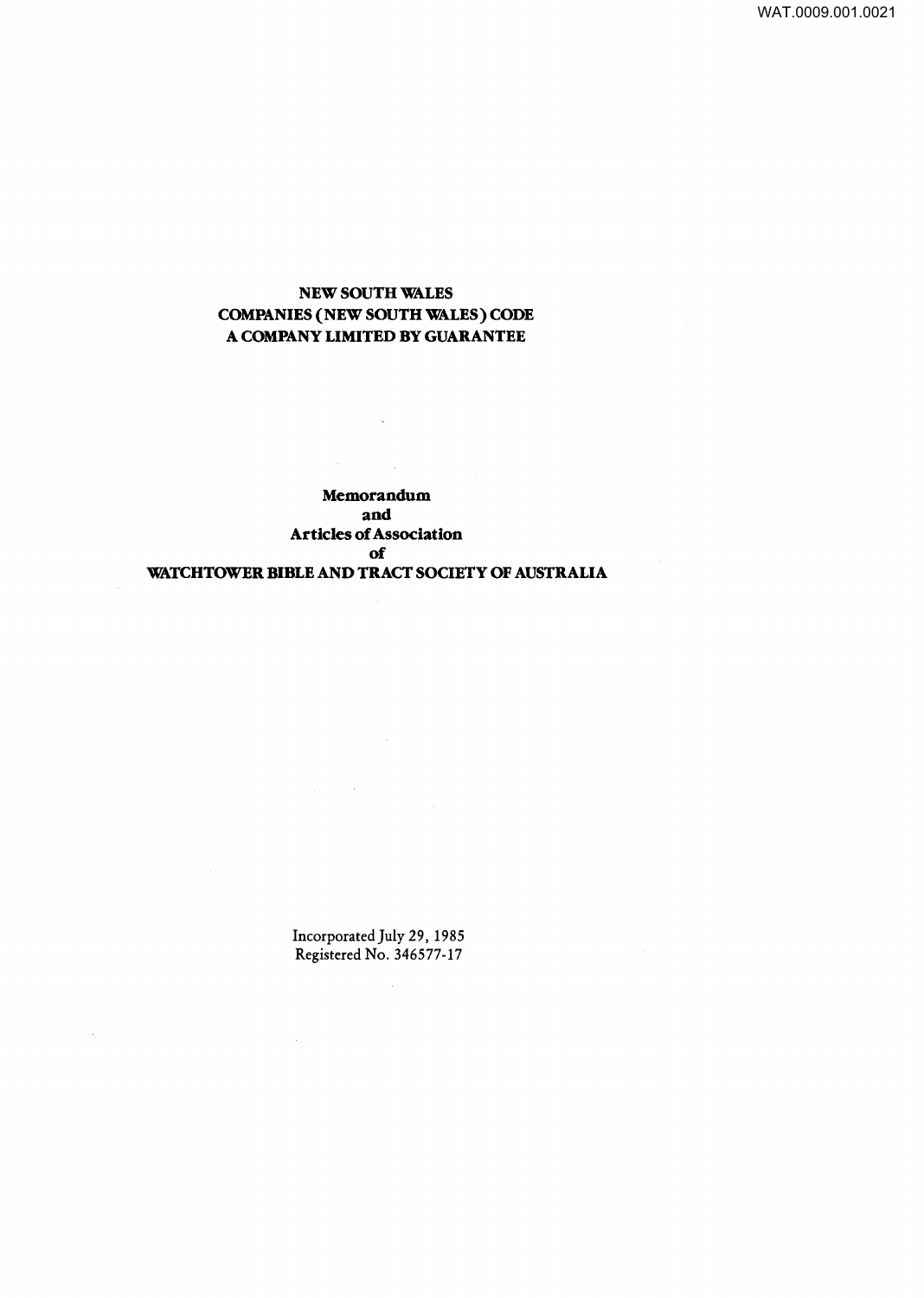**NEW SOUTH WALES**
**COMPANIES (NEW SOUTH WALES) CODE**
**A COMPANY LIMITED BY GUARANTEE**

# Memorandum and Articles of Association of WATCHTOWER BIBLE AND TRACT SOCIETY OF AUSTRALIA

Incorporated July 29, 1985
Registered No. 346577-17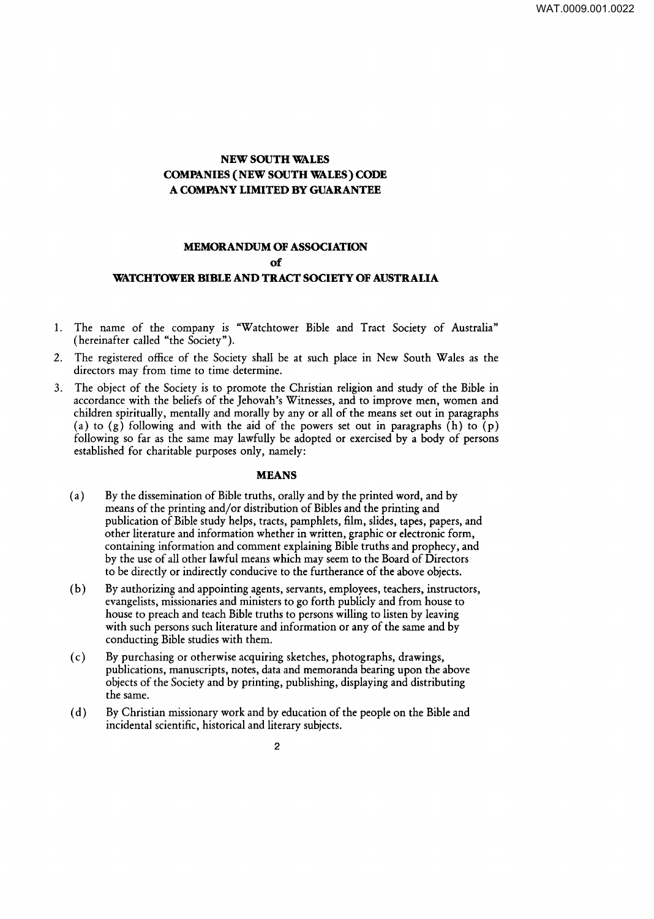**NEW SOUTH WALES**
**COMPANIES (NEW SOUTH WALES) CODE**
**A COMPANY LIMITED BY GUARANTEE**

# MEMORANDUM OF ASSOCIATION
## of
## WATCHTOWER BIBLE AND TRACT SOCIETY OF AUSTRALIA

1. The name of the company is "Watchtower Bible and Tract Society of Australia" (hereinafter called "the Society").
2. The registered office of the Society shall be at such place in New South Wales as the directors may from time to time determine.
3. The object of the Society is to promote the Christian religion and study of the Bible in accordance with the beliefs of the Jehovah's Witnesses, and to improve men, women and children spiritually, mentally and morally by any or all of the means set out in paragraphs (a) to (g) following and with the aid of the powers set out in paragraphs (h) to (p) following so far as the same may lawfully be adopted or exercised by a body of persons established for charitable purposes only, namely:

### MEANS

(a) By the dissemination of Bible truths, orally and by the printed word, and by means of the printing and/or distribution of Bibles and the printing and publication of Bible study helps, tracts, pamphlets, film, slides, tapes, papers, and other literature and information whether in written, graphic or electronic form, containing information and comment explaining Bible truths and prophecy, and by the use of all other lawful means which may seem to the Board of Directors to be directly or indirectly conducive to the furtherance of the above objects.

(b) By authorizing and appointing agents, servants, employees, teachers, instructors, evangelists, missionaries and ministers to go forth publicly and from house to house to preach and teach Bible truths to persons willing to listen by leaving with such persons such literature and information or any of the same and by conducting Bible studies with them.

(c) By purchasing or otherwise acquiring sketches, photographs, drawings, publications, manuscripts, notes, data and memoranda bearing upon the above objects of the Society and by printing, publishing, displaying and distributing the same.

(d) By Christian missionary work and by education of the people on the Bible and incidental scientific, historical and literary subjects.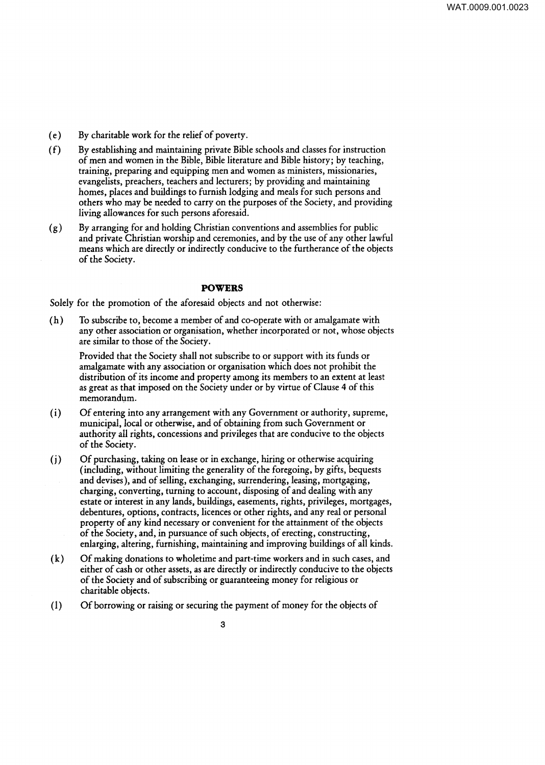(e) By charitable work for the relief of poverty.

(f) By establishing and maintaining private Bible schools and classes for instruction of men and women in the Bible, Bible literature and Bible history; by teaching, training, preparing and equipping men and women as ministers, missionaries, evangelists, preachers, teachers and lecturers; by providing and maintaining homes, places and buildings to furnish lodging and meals for such persons and others who may be needed to carry on the purposes of the Society, and providing living allowances for such persons aforesaid.

(g) By arranging for and holding Christian conventions and assemblies for public and private Christian worship and ceremonies, and by the use of any other lawful means which are directly or indirectly conducive to the furtherance of the objects of the Society.

## POWERS

Solely for the promotion of the aforesaid objects and not otherwise:

(h) To subscribe to, become a member of and co-operate with or amalgamate with any other association or organisation, whether incorporated or not, whose objects are similar to those of the Society.

Provided that the Society shall not subscribe to or support with its funds or amalgamate with any association or organisation which does not prohibit the distribution of its income and property among its members to an extent at least as great as that imposed on the Society under or by virtue of Clause 4 of this memorandum.

(i) Of entering into any arrangement with any Government or authority, supreme, municipal, local or otherwise, and of obtaining from such Government or authority all rights, concessions and privileges that are conducive to the objects of the Society.

(j) Of purchasing, taking on lease or in exchange, hiring or otherwise acquiring (including, without limiting the generality of the foregoing, by gifts, bequests and devises), and of selling, exchanging, surrendering, leasing, mortgaging, charging, converting, turning to account, disposing of and dealing with any estate or interest in any lands, buildings, easements, rights, privileges, mortgages, debentures, options, contracts, licences or other rights, and any real or personal property of any kind necessary or convenient for the attainment of the objects of the Society, and, in pursuance of such objects, of erecting, constructing, enlarging, altering, furnishing, maintaining and improving buildings of all kinds.

(k) Of making donations to wholetime and part-time workers and in such cases, and either of cash or other assets, as are directly or indirectly conducive to the objects of the Society and of subscribing or guaranteeing money for religious or charitable objects.

(l) Of borrowing or raising or securing the payment of money for the objects of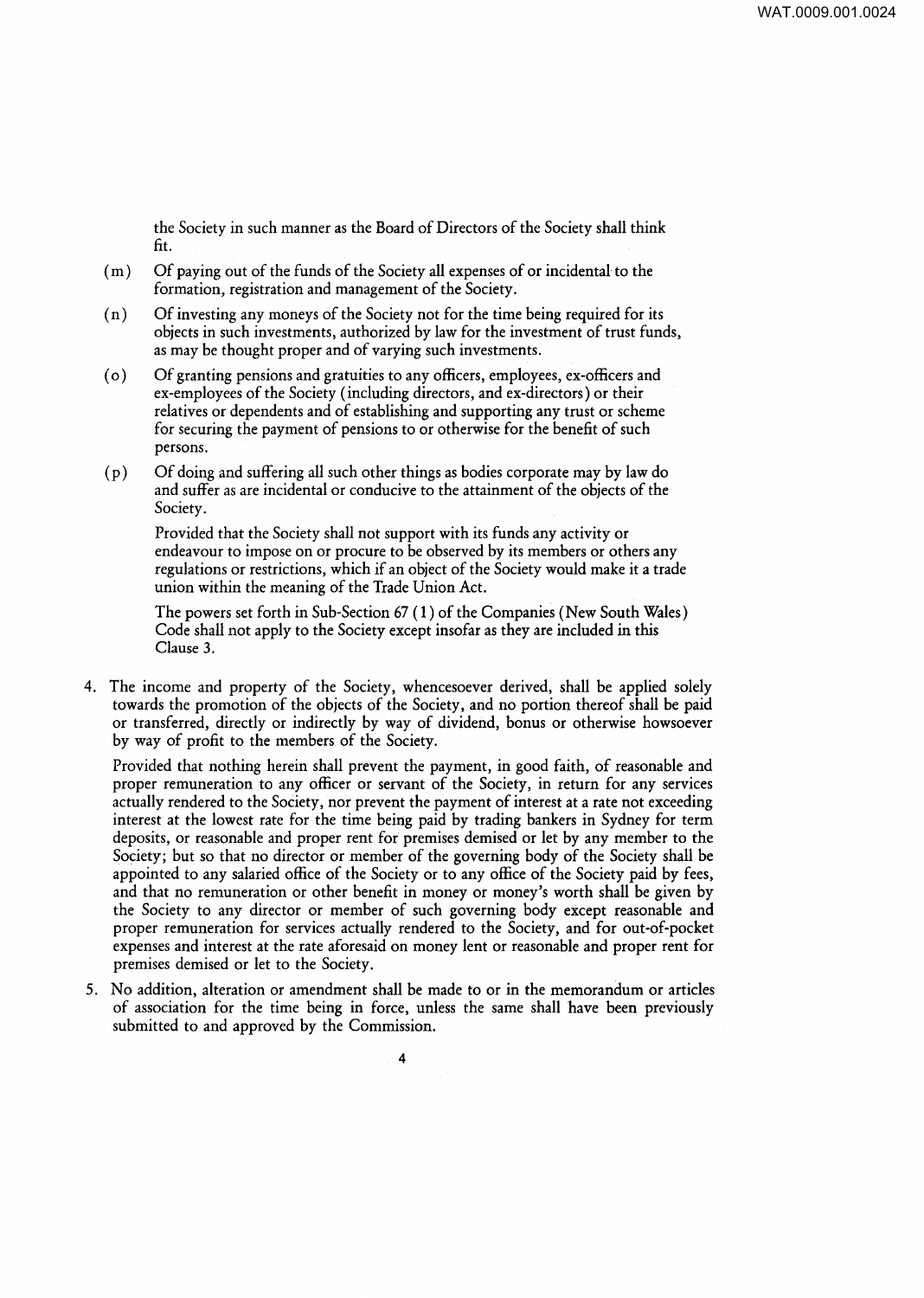the Society in such manner as the Board of Directors of the Society shall think fit.

(m) Of paying out of the funds of the Society all expenses of or incidental to the formation, registration and management of the Society.

(n) Of investing any moneys of the Society not for the time being required for its objects in such investments, authorized by law for the investment of trust funds, as may be thought proper and of varying such investments.

(o) Of granting pensions and gratuities to any officers, employees, ex-officers and ex-employees of the Society (including directors, and ex-directors) or their relatives or dependents and of establishing and supporting any trust or scheme for securing the payment of pensions to or otherwise for the benefit of such persons.

(p) Of doing and suffering all such other things as bodies corporate may by law do and suffer as are incidental or conducive to the attainment of the objects of the Society.

Provided that the Society shall not support with its funds any activity or endeavour to impose on or procure to be observed by its members or others any regulations or restrictions, which if an object of the Society would make it a trade union within the meaning of the Trade Union Act.

The powers set forth in Sub-Section 67 (1) of the Companies (New South Wales) Code shall not apply to the Society except insofar as they are included in this Clause 3.

4. The income and property of the Society, whencesoever derived, shall be applied solely towards the promotion of the objects of the Society, and no portion thereof shall be paid or transferred, directly or indirectly by way of dividend, bonus or otherwise howsoever by way of profit to the members of the Society.

   Provided that nothing herein shall prevent the payment, in good faith, of reasonable and proper remuneration to any officer or servant of the Society, in return for any services actually rendered to the Society, nor prevent the payment of interest at a rate not exceeding interest at the lowest rate for the time being paid by trading bankers in Sydney for term deposits, or reasonable and proper rent for premises demised or let by any member to the Society; but so that no director or member of the governing body of the Society shall be appointed to any salaried office of the Society or to any office of the Society paid by fees, and that no remuneration or other benefit in money or money's worth shall be given by the Society to any director or member of such governing body except reasonable and proper remuneration for services actually rendered to the Society, and for out-of-pocket expenses and interest at the rate aforesaid on money lent or reasonable and proper rent for premises demised or let to the Society.

5. No addition, alteration or amendment shall be made to or in the memorandum or articles of association for the time being in force, unless the same shall have been previously submitted to and approved by the Commission.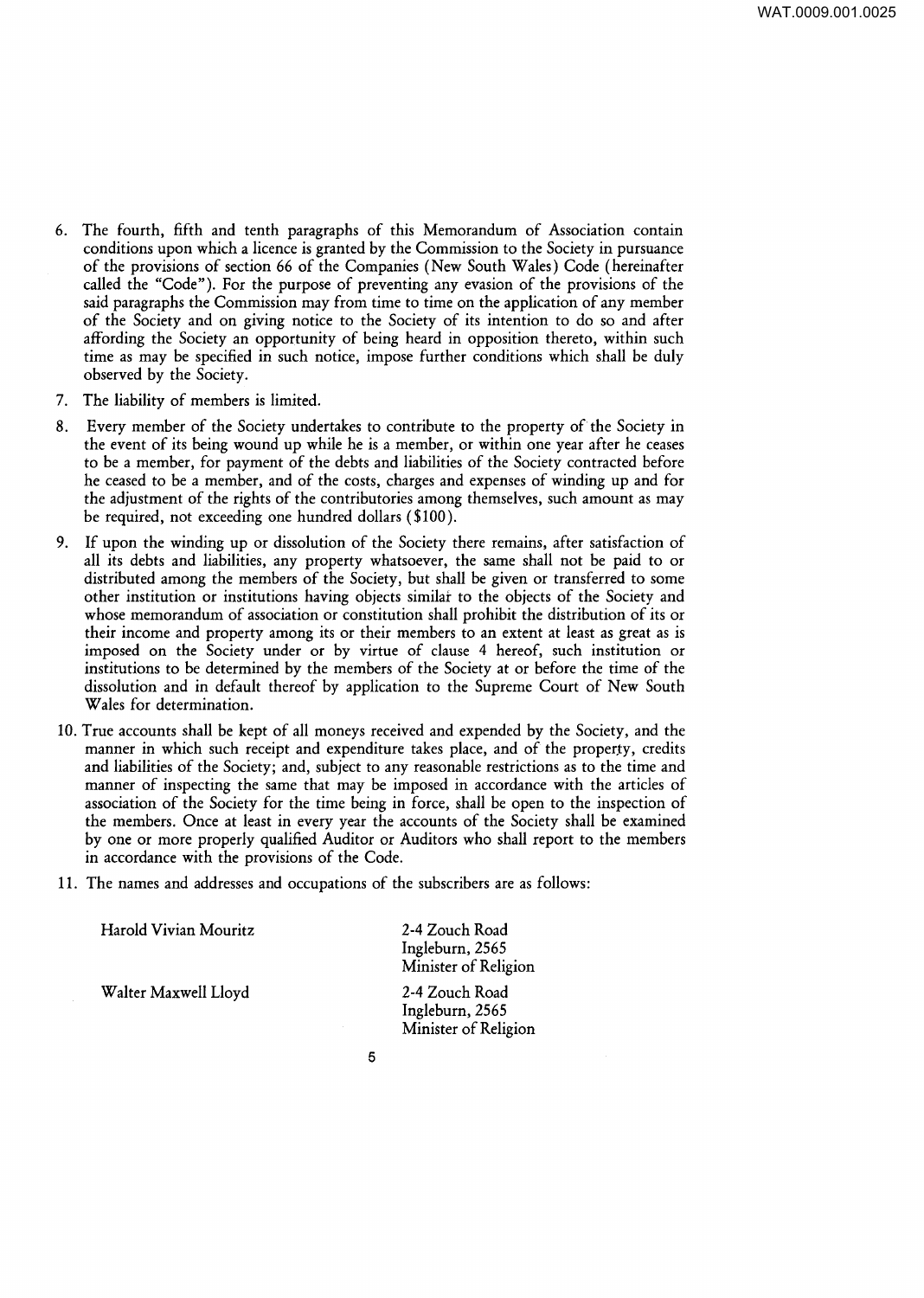6. The fourth, fifth and tenth paragraphs of this Memorandum of Association contain conditions upon which a licence is granted by the Commission to the Society in pursuance of the provisions of section 66 of the Companies (New South Wales) Code (hereinafter called the "Code"). For the purpose of preventing any evasion of the provisions of the said paragraphs the Commission may from time to time on the application of any member of the Society and on giving notice to the Society of its intention to do so and after affording the Society an opportunity of being heard in opposition thereto, within such time as may be specified in such notice, impose further conditions which shall be duly observed by the Society.

7. The liability of members is limited.

8. Every member of the Society undertakes to contribute to the property of the Society in the event of its being wound up while he is a member, or within one year after he ceases to be a member, for payment of the debts and liabilities of the Society contracted before he ceased to be a member, and of the costs, charges and expenses of winding up and for the adjustment of the rights of the contributories among themselves, such amount as may be required, not exceeding one hundred dollars ($100).

9. If upon the winding up or dissolution of the Society there remains, after satisfaction of all its debts and liabilities, any property whatsoever, the same shall not be paid to or distributed among the members of the Society, but shall be given or transferred to some other institution or institutions having objects similar to the objects of the Society and whose memorandum of association or constitution shall prohibit the distribution of its or their income and property among its or their members to an extent at least as great as is imposed on the Society under or by virtue of clause 4 hereof, such institution or institutions to be determined by the members of the Society at or before the time of the dissolution and in default thereof by application to the Supreme Court of New South Wales for determination.

10. True accounts shall be kept of all moneys received and expended by the Society, and the manner in which such receipt and expenditure takes place, and of the property, credits and liabilities of the Society; and, subject to any reasonable restrictions as to the time and manner of inspecting the same that may be imposed in accordance with the articles of association of the Society for the time being in force, shall be open to the inspection of the members. Once at least in every year the accounts of the Society shall be examined by one or more properly qualified Auditor or Auditors who shall report to the members in accordance with the provisions of the Code.

11. The names and addresses and occupations of the subscribers are as follows:

| | |
|---|---|
| Harold Vivian Mouritz | 2-4 Zouch Road<br>Ingleburn, 2565<br>Minister of Religion |
| Walter Maxwell Lloyd | 2-4 Zouch Road<br>Ingleburn, 2565<br>Minister of Religion |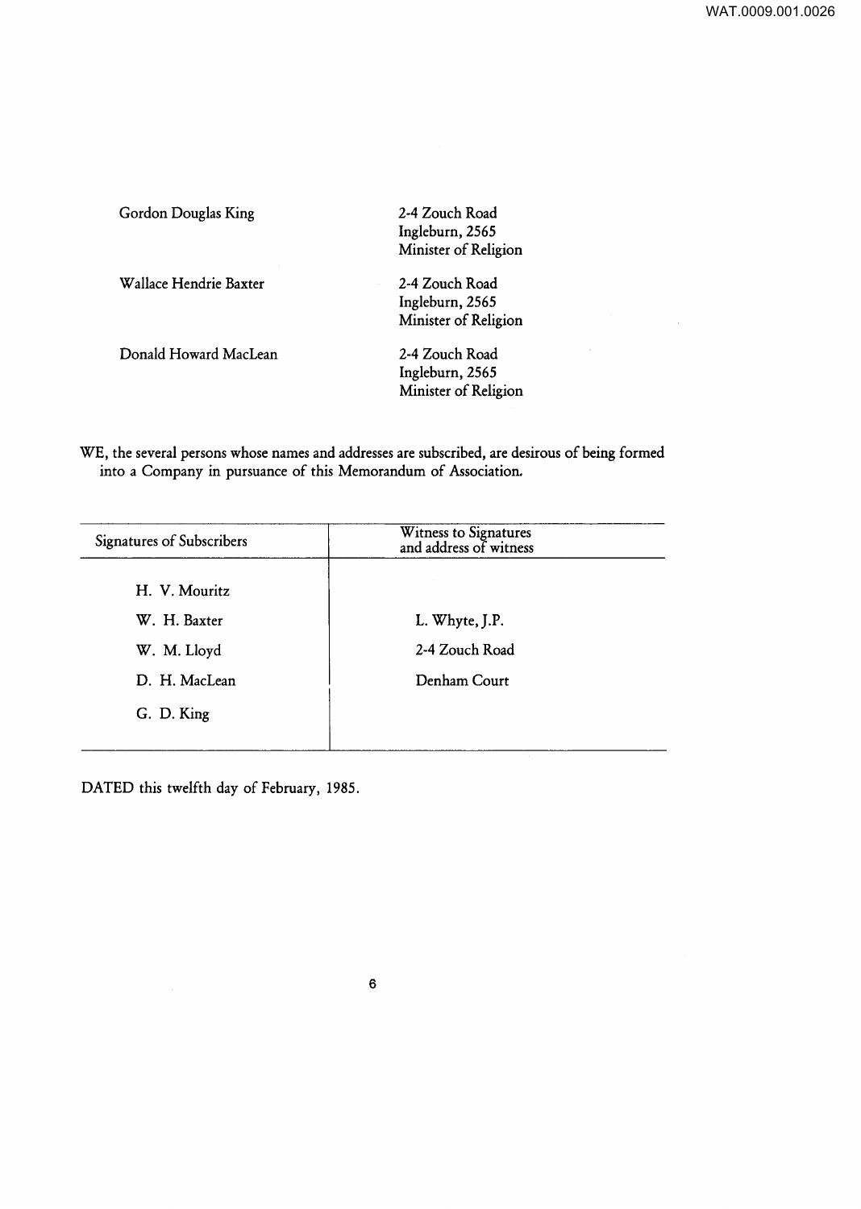| | |
|---|---|
| Gordon Douglas King | 2-4 Zouch Road<br>Ingleburn, 2565<br>Minister of Religion |
| Wallace Hendrie Baxter | 2-4 Zouch Road<br>Ingleburn, 2565<br>Minister of Religion |
| Donald Howard MacLean | 2-4 Zouch Road<br>Ingleburn, 2565<br>Minister of Religion |

WE, the several persons whose names and addresses are subscribed, are desirous of being formed into a Company in pursuance of this Memorandum of Association.

| Signatures of Subscribers | Witness to Signatures and address of witness |
|---|---|
| H. V. Mouritz | |
| W. H. Baxter | L. Whyte, J.P. |
| W. M. Lloyd | 2-4 Zouch Road |
| D. H. MacLean | Denham Court |
| G. D. King | |

DATED this twelfth day of February, 1985.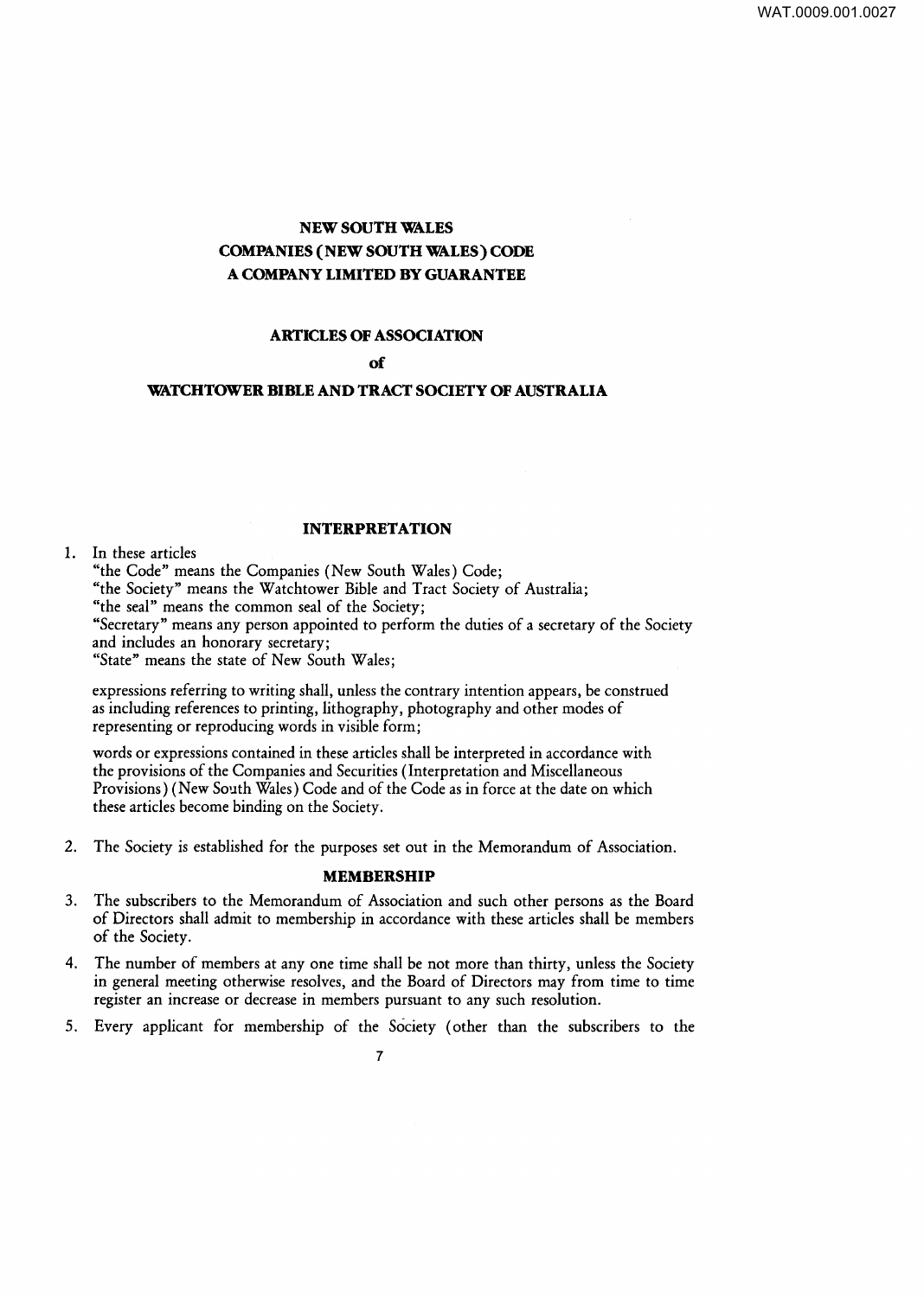**NEW SOUTH WALES**
**COMPANIES (NEW SOUTH WALES) CODE**
**A COMPANY LIMITED BY GUARANTEE**

**ARTICLES OF ASSOCIATION**

**of**

**WATCHTOWER BIBLE AND TRACT SOCIETY OF AUSTRALIA**

## INTERPRETATION

1. In these articles
   "the Code" means the Companies (New South Wales) Code;
   "the Society" means the Watchtower Bible and Tract Society of Australia;
   "the seal" means the common seal of the Society;
   "Secretary" means any person appointed to perform the duties of a secretary of the Society and includes an honorary secretary;
   "State" means the state of New South Wales;

   expressions referring to writing shall, unless the contrary intention appears, be construed as including references to printing, lithography, photography and other modes of representing or reproducing words in visible form;

   words or expressions contained in these articles shall be interpreted in accordance with the provisions of the Companies and Securities (Interpretation and Miscellaneous Provisions) (New South Wales) Code and of the Code as in force at the date on which these articles become binding on the Society.

2. The Society is established for the purposes set out in the Memorandum of Association.

## MEMBERSHIP

3. The subscribers to the Memorandum of Association and such other persons as the Board of Directors shall admit to membership in accordance with these articles shall be members of the Society.

4. The number of members at any one time shall be not more than thirty, unless the Society in general meeting otherwise resolves, and the Board of Directors may from time to time register an increase or decrease in members pursuant to any such resolution.

5. Every applicant for membership of the Society (other than the subscribers to the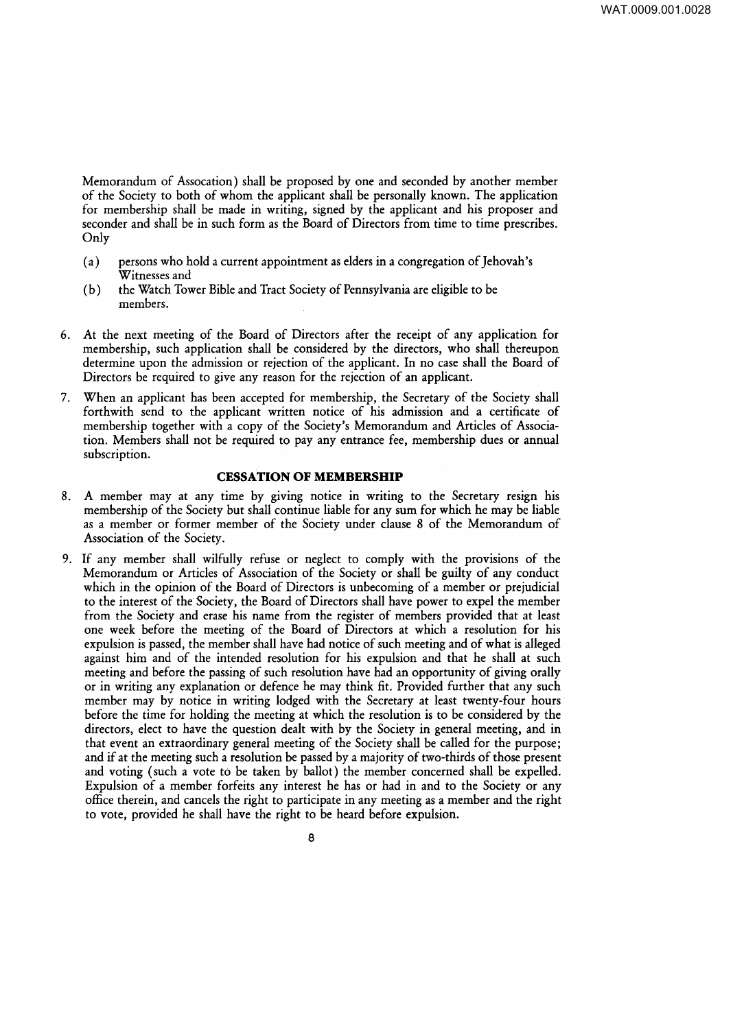Memorandum of Assocation) shall be proposed by one and seconded by another member of the Society to both of whom the applicant shall be personally known. The application for membership shall be made in writing, signed by the applicant and his proposer and seconder and shall be in such form as the Board of Directors from time to time prescribes. Only

- (a) persons who hold a current appointment as elders in a congregation of Jehovah's Witnesses and
- (b) the Watch Tower Bible and Tract Society of Pennsylvania are eligible to be members.

6. At the next meeting of the Board of Directors after the receipt of any application for membership, such application shall be considered by the directors, who shall thereupon determine upon the admission or rejection of the applicant. In no case shall the Board of Directors be required to give any reason for the rejection of an applicant.

7. When an applicant has been accepted for membership, the Secretary of the Society shall forthwith send to the applicant written notice of his admission and a certificate of membership together with a copy of the Society's Memorandum and Articles of Association. Members shall not be required to pay any entrance fee, membership dues or annual subscription.

## CESSATION OF MEMBERSHIP

8. A member may at any time by giving notice in writing to the Secretary resign his membership of the Society but shall continue liable for any sum for which he may be liable as a member or former member of the Society under clause 8 of the Memorandum of Association of the Society.

9. If any member shall wilfully refuse or neglect to comply with the provisions of the Memorandum or Articles of Association of the Society or shall be guilty of any conduct which in the opinion of the Board of Directors is unbecoming of a member or prejudicial to the interest of the Society, the Board of Directors shall have power to expel the member from the Society and erase his name from the register of members provided that at least one week before the meeting of the Board of Directors at which a resolution for his expulsion is passed, the member shall have had notice of such meeting and of what is alleged against him and of the intended resolution for his expulsion and that he shall at such meeting and before the passing of such resolution have had an opportunity of giving orally or in writing any explanation or defence he may think fit. Provided further that any such member may by notice in writing lodged with the Secretary at least twenty-four hours before the time for holding the meeting at which the resolution is to be considered by the directors, elect to have the question dealt with by the Society in general meeting, and in that event an extraordinary general meeting of the Society shall be called for the purpose; and if at the meeting such a resolution be passed by a majority of two-thirds of those present and voting (such a vote to be taken by ballot) the member concerned shall be expelled. Expulsion of a member forfeits any interest he has or had in and to the Society or any office therein, and cancels the right to participate in any meeting as a member and the right to vote, provided he shall have the right to be heard before expulsion.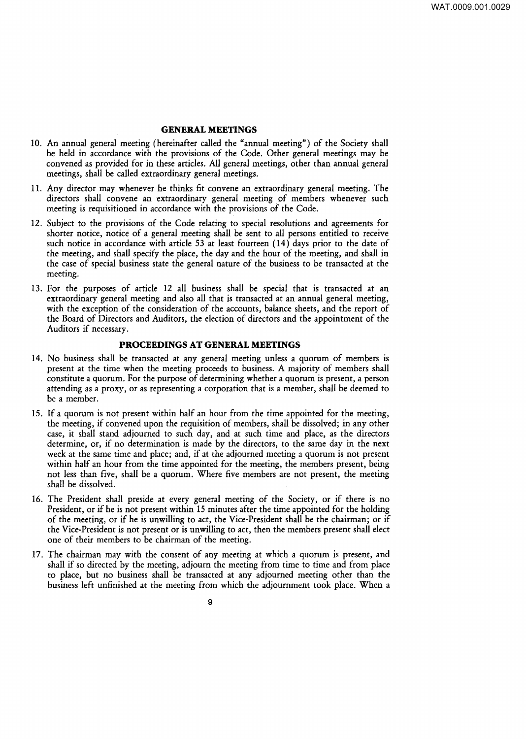## GENERAL MEETINGS

10. An annual general meeting (hereinafter called the "annual meeting") of the Society shall be held in accordance with the provisions of the Code. Other general meetings may be convened as provided for in these articles. All general meetings, other than annual general meetings, shall be called extraordinary general meetings.

11. Any director may whenever he thinks fit convene an extraordinary general meeting. The directors shall convene an extraordinary general meeting of members whenever such meeting is requisitioned in accordance with the provisions of the Code.

12. Subject to the provisions of the Code relating to special resolutions and agreements for shorter notice, notice of a general meeting shall be sent to all persons entitled to receive such notice in accordance with article 53 at least fourteen (14) days prior to the date of the meeting, and shall specify the place, the day and the hour of the meeting, and shall in the case of special business state the general nature of the business to be transacted at the meeting.

13. For the purposes of article 12 all business shall be special that is transacted at an extraordinary general meeting and also all that is transacted at an annual general meeting, with the exception of the consideration of the accounts, balance sheets, and the report of the Board of Directors and Auditors, the election of directors and the appointment of the Auditors if necessary.

## PROCEEDINGS AT GENERAL MEETINGS

14. No business shall be transacted at any general meeting unless a quorum of members is present at the time when the meeting proceeds to business. A majority of members shall constitute a quorum. For the purpose of determining whether a quorum is present, a person attending as a proxy, or as representing a corporation that is a member, shall be deemed to be a member.

15. If a quorum is not present within half an hour from the time appointed for the meeting, the meeting, if convened upon the requisition of members, shall be dissolved; in any other case, it shall stand adjourned to such day, and at such time and place, as the directors determine, or, if no determination is made by the directors, to the same day in the next week at the same time and place; and, if at the adjourned meeting a quorum is not present within half an hour from the time appointed for the meeting, the members present, being not less than five, shall be a quorum. Where five members are not present, the meeting shall be dissolved.

16. The President shall preside at every general meeting of the Society, or if there is no President, or if he is not present within 15 minutes after the time appointed for the holding of the meeting, or if he is unwilling to act, the Vice-President shall be the chairman; or if the Vice-President is not present or is unwilling to act, then the members present shall elect one of their members to be chairman of the meeting.

17. The chairman may with the consent of any meeting at which a quorum is present, and shall if so directed by the meeting, adjourn the meeting from time to time and from place to place, but no business shall be transacted at any adjourned meeting other than the business left unfinished at the meeting from which the adjournment took place. When a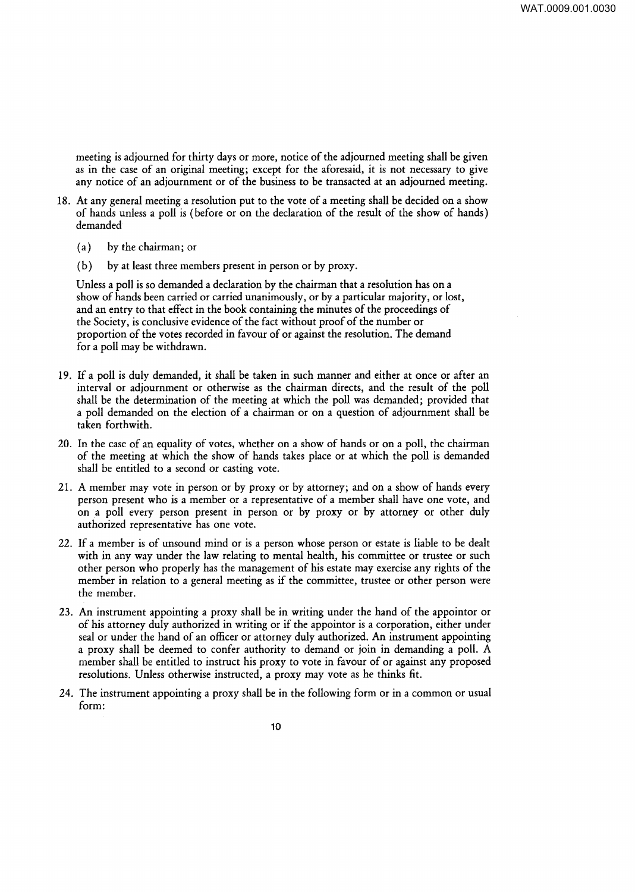meeting is adjourned for thirty days or more, notice of the adjourned meeting shall be given as in the case of an original meeting; except for the aforesaid, it is not necessary to give any notice of an adjournment or of the business to be transacted at an adjourned meeting.

18. At any general meeting a resolution put to the vote of a meeting shall be decided on a show of hands unless a poll is (before or on the declaration of the result of the show of hands) demanded

    (a) by the chairman; or

    (b) by at least three members present in person or by proxy.

    Unless a poll is so demanded a declaration by the chairman that a resolution has on a show of hands been carried or carried unanimously, or by a particular majority, or lost, and an entry to that effect in the book containing the minutes of the proceedings of the Society, is conclusive evidence of the fact without proof of the number or proportion of the votes recorded in favour of or against the resolution. The demand for a poll may be withdrawn.

19. If a poll is duly demanded, it shall be taken in such manner and either at once or after an interval or adjournment or otherwise as the chairman directs, and the result of the poll shall be the determination of the meeting at which the poll was demanded; provided that a poll demanded on the election of a chairman or on a question of adjournment shall be taken forthwith.

20. In the case of an equality of votes, whether on a show of hands or on a poll, the chairman of the meeting at which the show of hands takes place or at which the poll is demanded shall be entitled to a second or casting vote.

21. A member may vote in person or by proxy or by attorney; and on a show of hands every person present who is a member or a representative of a member shall have one vote, and on a poll every person present in person or by proxy or by attorney or other duly authorized representative has one vote.

22. If a member is of unsound mind or is a person whose person or estate is liable to be dealt with in any way under the law relating to mental health, his committee or trustee or such other person who properly has the management of his estate may exercise any rights of the member in relation to a general meeting as if the committee, trustee or other person were the member.

23. An instrument appointing a proxy shall be in writing under the hand of the appointor or of his attorney duly authorized in writing or if the appointor is a corporation, either under seal or under the hand of an officer or attorney duly authorized. An instrument appointing a proxy shall be deemed to confer authority to demand or join in demanding a poll. A member shall be entitled to instruct his proxy to vote in favour of or against any proposed resolutions. Unless otherwise instructed, a proxy may vote as he thinks fit.

24. The instrument appointing a proxy shall be in the following form or in a common or usual form: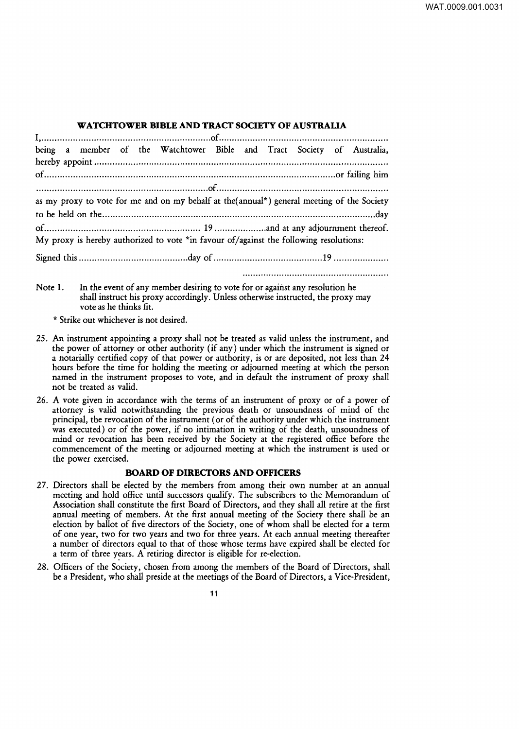**WATCHTOWER BIBLE AND TRACT SOCIETY OF AUSTRALIA**

I,..................................................................of.................................................................
being a member of the Watchtower Bible and Tract Society of Australia, hereby appoint .................................................................................................................
of.................................................................................................................or failing him
..................................................................of.................................................................
as my proxy to vote for me and on my behalf at the(annual*) general meeting of the Society to be held on the.........................................................................................................day
of............................................................ 19 ....................and at any adjournment thereof.
My proxy is hereby authorized to vote *in favour of/against the following resolutions:

Signed this ..........................................day of ..........................................19 .....................

.........................................................

Note 1. In the event of any member desiring to vote for or against any resolution he shall instruct his proxy accordingly. Unless otherwise instructed, the proxy may vote as he thinks fit.

\* Strike out whichever is not desired.

25. An instrument appointing a proxy shall not be treated as valid unless the instrument, and the power of attorney or other authority (if any) under which the instrument is signed or a notarially certified copy of that power or authority, is or are deposited, not less than 24 hours before the time for holding the meeting or adjourned meeting at which the person named in the instrument proposes to vote, and in default the instrument of proxy shall not be treated as valid.

26. A vote given in accordance with the terms of an instrument of proxy or of a power of attorney is valid notwithstanding the previous death or unsoundness of mind of the principal, the revocation of the instrument (or of the authority under which the instrument was executed) or of the power, if no intimation in writing of the death, unsoundness of mind or revocation has been received by the Society at the registered office before the commencement of the meeting or adjourned meeting at which the instrument is used or the power exercised.

**BOARD OF DIRECTORS AND OFFICERS**

27. Directors shall be elected by the members from among their own number at an annual meeting and hold office until successors qualify. The subscribers to the Memorandum of Association shall constitute the first Board of Directors, and they shall all retire at the first annual meeting of members. At the first annual meeting of the Society there shall be an election by ballot of five directors of the Society, one of whom shall be elected for a term of one year, two for two years and two for three years. At each annual meeting thereafter a number of directors equal to that of those whose terms have expired shall be elected for a term of three years. A retiring director is eligible for re-election.

28. Officers of the Society, chosen from among the members of the Board of Directors, shall be a President, who shall preside at the meetings of the Board of Directors, a Vice-President,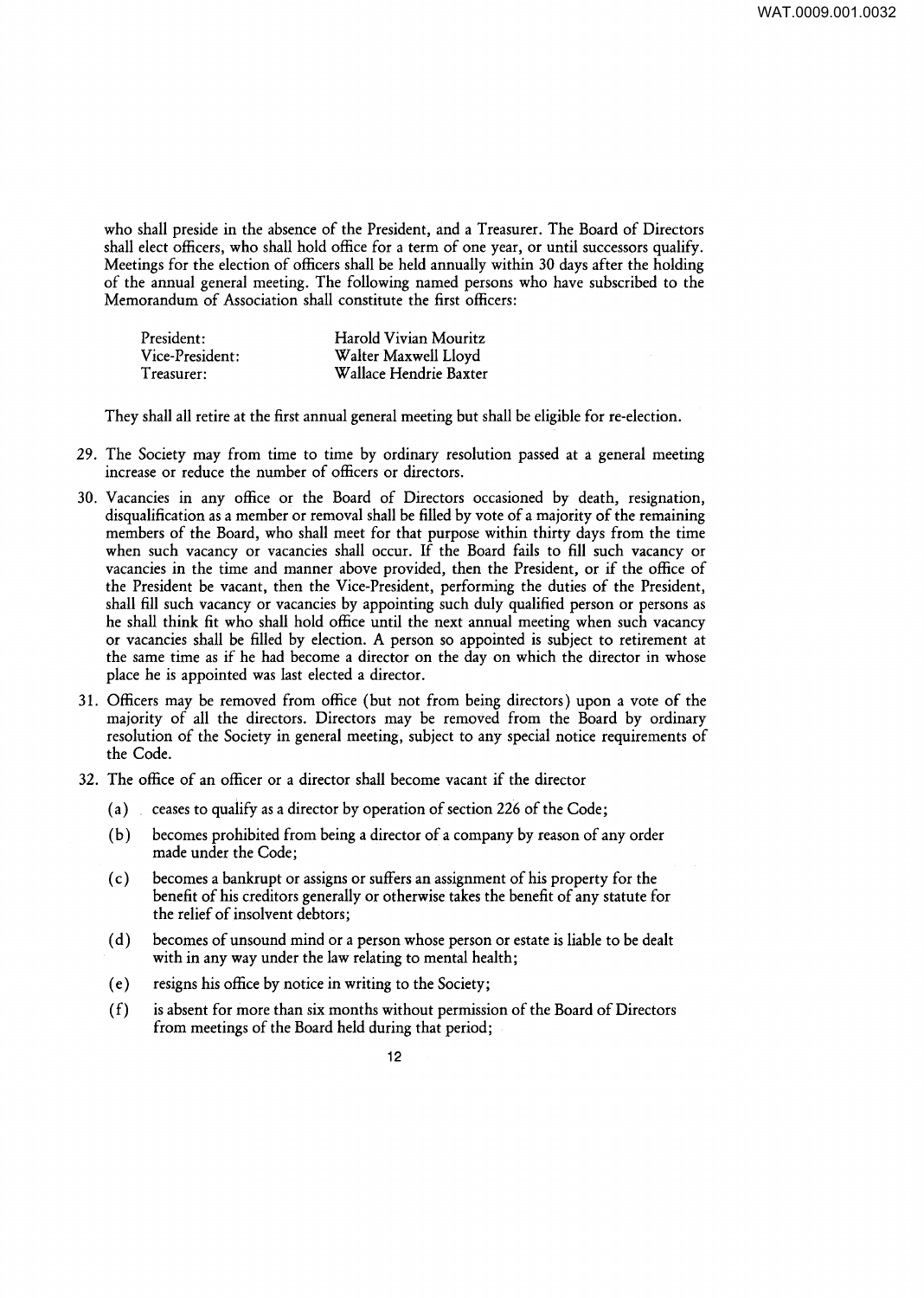who shall preside in the absence of the President, and a Treasurer. The Board of Directors shall elect officers, who shall hold office for a term of one year, or until successors qualify. Meetings for the election of officers shall be held annually within 30 days after the holding of the annual general meeting. The following named persons who have subscribed to the Memorandum of Association shall constitute the first officers:

| | |
|---|---|
| President: | Harold Vivian Mouritz |
| Vice-President: | Walter Maxwell Lloyd |
| Treasurer: | Wallace Hendrie Baxter |

They shall all retire at the first annual general meeting but shall be eligible for re-election.

29. The Society may from time to time by ordinary resolution passed at a general meeting increase or reduce the number of officers or directors.

30. Vacancies in any office or the Board of Directors occasioned by death, resignation, disqualification as a member or removal shall be filled by vote of a majority of the remaining members of the Board, who shall meet for that purpose within thirty days from the time when such vacancy or vacancies shall occur. If the Board fails to fill such vacancy or vacancies in the time and manner above provided, then the President, or if the office of the President be vacant, then the Vice-President, performing the duties of the President, shall fill such vacancy or vacancies by appointing such duly qualified person or persons as he shall think fit who shall hold office until the next annual meeting when such vacancy or vacancies shall be filled by election. A person so appointed is subject to retirement at the same time as if he had become a director on the day on which the director in whose place he is appointed was last elected a director.

31. Officers may be removed from office (but not from being directors) upon a vote of the majority of all the directors. Directors may be removed from the Board by ordinary resolution of the Society in general meeting, subject to any special notice requirements of the Code.

32. The office of an officer or a director shall become vacant if the director

    (a) ceases to qualify as a director by operation of section 226 of the Code;

    (b) becomes prohibited from being a director of a company by reason of any order made under the Code;

    (c) becomes a bankrupt or assigns or suffers an assignment of his property for the benefit of his creditors generally or otherwise takes the benefit of any statute for the relief of insolvent debtors;

    (d) becomes of unsound mind or a person whose person or estate is liable to be dealt with in any way under the law relating to mental health;

    (e) resigns his office by notice in writing to the Society;

    (f) is absent for more than six months without permission of the Board of Directors from meetings of the Board held during that period;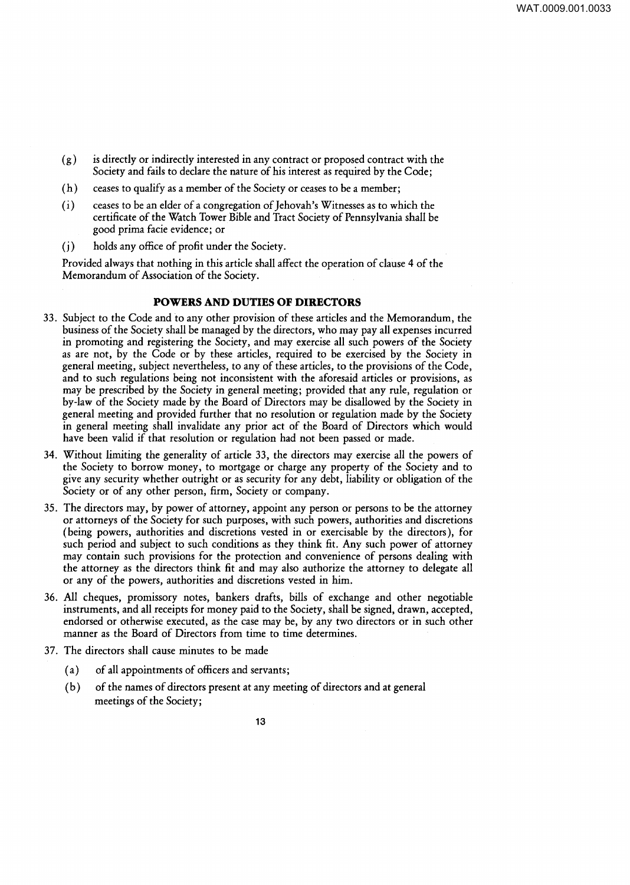- (g) is directly or indirectly interested in any contract or proposed contract with the Society and fails to declare the nature of his interest as required by the Code;
- (h) ceases to qualify as a member of the Society or ceases to be a member;
- (i) ceases to be an elder of a congregation of Jehovah's Witnesses as to which the certificate of the Watch Tower Bible and Tract Society of Pennsylvania shall be good prima facie evidence; or
- (j) holds any office of profit under the Society.

Provided always that nothing in this article shall affect the operation of clause 4 of the Memorandum of Association of the Society.

## POWERS AND DUTIES OF DIRECTORS

33. Subject to the Code and to any other provision of these articles and the Memorandum, the business of the Society shall be managed by the directors, who may pay all expenses incurred in promoting and registering the Society, and may exercise all such powers of the Society as are not, by the Code or by these articles, required to be exercised by the Society in general meeting, subject nevertheless, to any of these articles, to the provisions of the Code, and to such regulations being not inconsistent with the aforesaid articles or provisions, as may be prescribed by the Society in general meeting; provided that any rule, regulation or by-law of the Society made by the Board of Directors may be disallowed by the Society in general meeting and provided further that no resolution or regulation made by the Society in general meeting shall invalidate any prior act of the Board of Directors which would have been valid if that resolution or regulation had not been passed or made.

34. Without limiting the generality of article 33, the directors may exercise all the powers of the Society to borrow money, to mortgage or charge any property of the Society and to give any security whether outright or as security for any debt, liability or obligation of the Society or of any other person, firm, Society or company.

35. The directors may, by power of attorney, appoint any person or persons to be the attorney or attorneys of the Society for such purposes, with such powers, authorities and discretions (being powers, authorities and discretions vested in or exercisable by the directors), for such period and subject to such conditions as they think fit. Any such power of attorney may contain such provisions for the protection and convenience of persons dealing with the attorney as the directors think fit and may also authorize the attorney to delegate all or any of the powers, authorities and discretions vested in him.

36. All cheques, promissory notes, bankers drafts, bills of exchange and other negotiable instruments, and all receipts for money paid to the Society, shall be signed, drawn, accepted, endorsed or otherwise executed, as the case may be, by any two directors or in such other manner as the Board of Directors from time to time determines.

37. The directors shall cause minutes to be made
    - (a) of all appointments of officers and servants;
    - (b) of the names of directors present at any meeting of directors and at general meetings of the Society;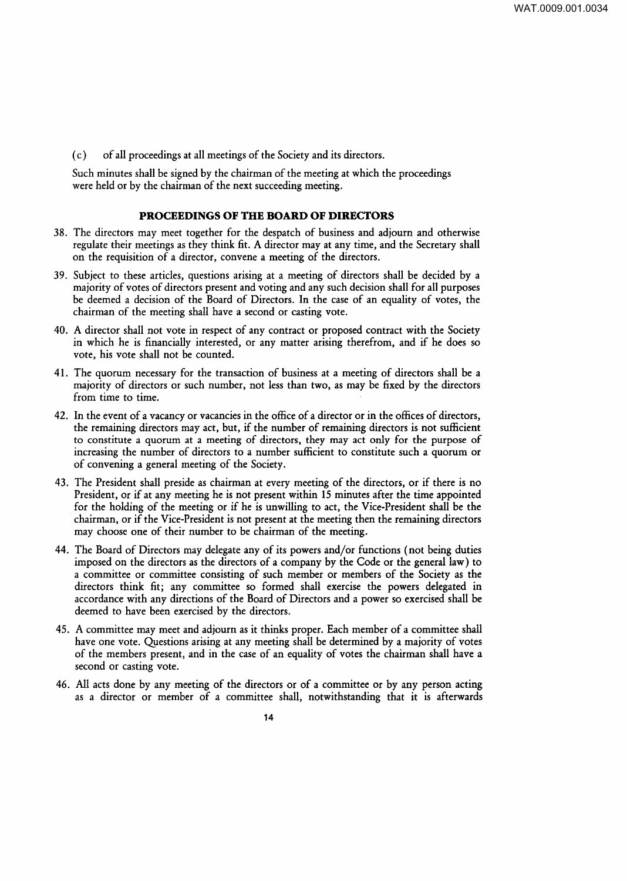(c) of all proceedings at all meetings of the Society and its directors.

Such minutes shall be signed by the chairman of the meeting at which the proceedings were held or by the chairman of the next succeeding meeting.

## PROCEEDINGS OF THE BOARD OF DIRECTORS

38. The directors may meet together for the despatch of business and adjourn and otherwise regulate their meetings as they think fit. A director may at any time, and the Secretary shall on the requisition of a director, convene a meeting of the directors.

39. Subject to these articles, questions arising at a meeting of directors shall be decided by a majority of votes of directors present and voting and any such decision shall for all purposes be deemed a decision of the Board of Directors. In the case of an equality of votes, the chairman of the meeting shall have a second or casting vote.

40. A director shall not vote in respect of any contract or proposed contract with the Society in which he is financially interested, or any matter arising therefrom, and if he does so vote, his vote shall not be counted.

41. The quorum necessary for the transaction of business at a meeting of directors shall be a majority of directors or such number, not less than two, as may be fixed by the directors from time to time.

42. In the event of a vacancy or vacancies in the office of a director or in the offices of directors, the remaining directors may act, but, if the number of remaining directors is not sufficient to constitute a quorum at a meeting of directors, they may act only for the purpose of increasing the number of directors to a number sufficient to constitute such a quorum or of convening a general meeting of the Society.

43. The President shall preside as chairman at every meeting of the directors, or if there is no President, or if at any meeting he is not present within 15 minutes after the time appointed for the holding of the meeting or if he is unwilling to act, the Vice-President shall be the chairman, or if the Vice-President is not present at the meeting then the remaining directors may choose one of their number to be chairman of the meeting.

44. The Board of Directors may delegate any of its powers and/or functions (not being duties imposed on the directors as the directors of a company by the Code or the general law) to a committee or committee consisting of such member or members of the Society as the directors think fit; any committee so formed shall exercise the powers delegated in accordance with any directions of the Board of Directors and a power so exercised shall be deemed to have been exercised by the directors.

45. A committee may meet and adjourn as it thinks proper. Each member of a committee shall have one vote. Questions arising at any meeting shall be determined by a majority of votes of the members present, and in the case of an equality of votes the chairman shall have a second or casting vote.

46. All acts done by any meeting of the directors or of a committee or by any person acting as a director or member of a committee shall, notwithstanding that it is afterwards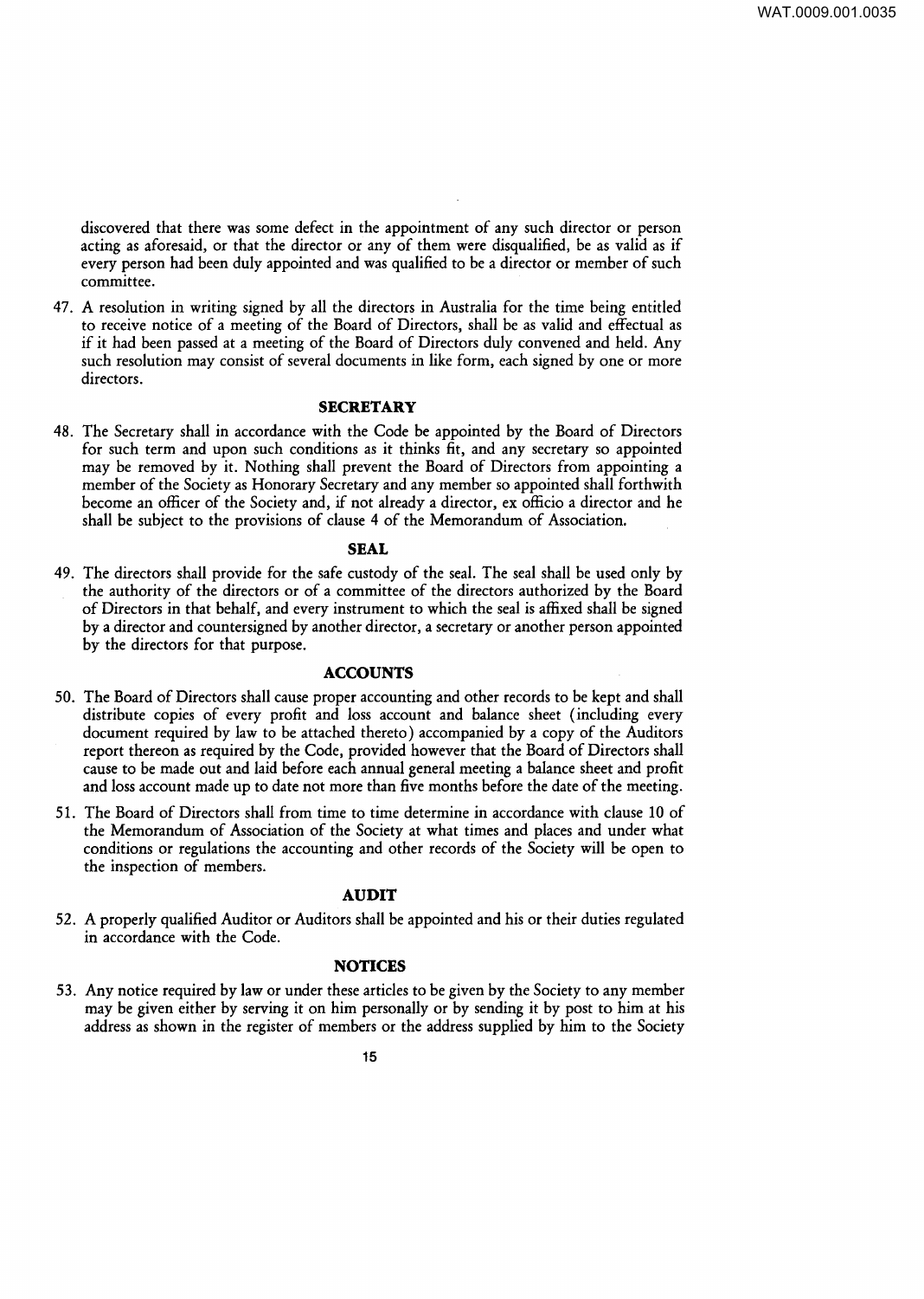discovered that there was some defect in the appointment of any such director or person acting as aforesaid, or that the director or any of them were disqualified, be as valid as if every person had been duly appointed and was qualified to be a director or member of such committee.

47. A resolution in writing signed by all the directors in Australia for the time being entitled to receive notice of a meeting of the Board of Directors, shall be as valid and effectual as if it had been passed at a meeting of the Board of Directors duly convened and held. Any such resolution may consist of several documents in like form, each signed by one or more directors.

### SECRETARY

48. The Secretary shall in accordance with the Code be appointed by the Board of Directors for such term and upon such conditions as it thinks fit, and any secretary so appointed may be removed by it. Nothing shall prevent the Board of Directors from appointing a member of the Society as Honorary Secretary and any member so appointed shall forthwith become an officer of the Society and, if not already a director, ex officio a director and he shall be subject to the provisions of clause 4 of the Memorandum of Association.

### SEAL

49. The directors shall provide for the safe custody of the seal. The seal shall be used only by the authority of the directors or of a committee of the directors authorized by the Board of Directors in that behalf, and every instrument to which the seal is affixed shall be signed by a director and countersigned by another director, a secretary or another person appointed by the directors for that purpose.

### ACCOUNTS

50. The Board of Directors shall cause proper accounting and other records to be kept and shall distribute copies of every profit and loss account and balance sheet (including every document required by law to be attached thereto) accompanied by a copy of the Auditors report thereon as required by the Code, provided however that the Board of Directors shall cause to be made out and laid before each annual general meeting a balance sheet and profit and loss account made up to date not more than five months before the date of the meeting.

51. The Board of Directors shall from time to time determine in accordance with clause 10 of the Memorandum of Association of the Society at what times and places and under what conditions or regulations the accounting and other records of the Society will be open to the inspection of members.

### AUDIT

52. A properly qualified Auditor or Auditors shall be appointed and his or their duties regulated in accordance with the Code.

### NOTICES

53. Any notice required by law or under these articles to be given by the Society to any member may be given either by serving it on him personally or by sending it by post to him at his address as shown in the register of members or the address supplied by him to the Society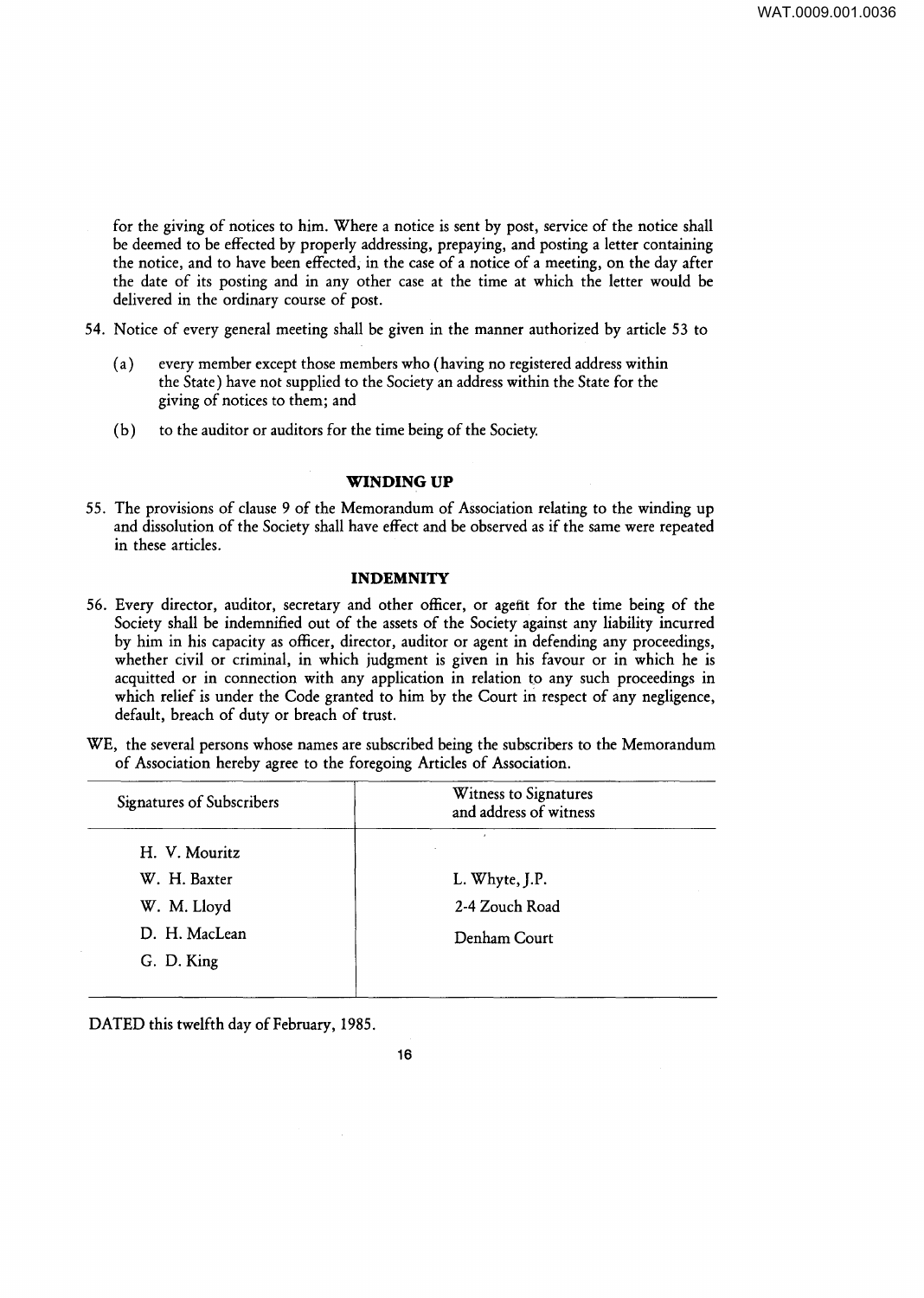for the giving of notices to him. Where a notice is sent by post, service of the notice shall be deemed to be effected by properly addressing, prepaying, and posting a letter containing the notice, and to have been effected, in the case of a notice of a meeting, on the day after the date of its posting and in any other case at the time at which the letter would be delivered in the ordinary course of post.

54. Notice of every general meeting shall be given in the manner authorized by article 53 to

    (a) every member except those members who (having no registered address within the State) have not supplied to the Society an address within the State for the giving of notices to them; and

    (b) to the auditor or auditors for the time being of the Society.

## WINDING UP

55. The provisions of clause 9 of the Memorandum of Association relating to the winding up and dissolution of the Society shall have effect and be observed as if the same were repeated in these articles.

## INDEMNITY

56. Every director, auditor, secretary and other officer, or agent for the time being of the Society shall be indemnified out of the assets of the Society against any liability incurred by him in his capacity as officer, director, auditor or agent in defending any proceedings, whether civil or criminal, in which judgment is given in his favour or in which he is acquitted or in connection with any application in relation to any such proceedings in which relief is under the Code granted to him by the Court in respect of any negligence, default, breach of duty or breach of trust.

WE, the several persons whose names are subscribed being the subscribers to the Memorandum of Association hereby agree to the foregoing Articles of Association.

| Signatures of Subscribers | Witness to Signatures and address of witness |
|---|---|
| H. V. Mouritz | |
| W. H. Baxter | L. Whyte, J.P. |
| W. M. Lloyd | 2-4 Zouch Road |
| D. H. MacLean | Denham Court |
| G. D. King | |

DATED this twelfth day of February, 1985.